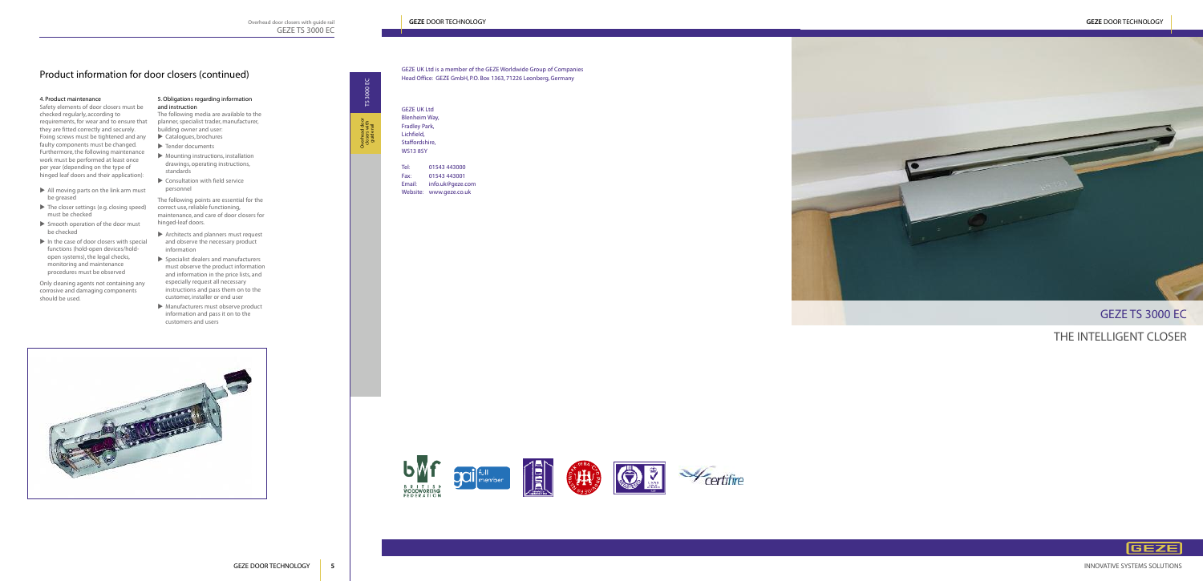## Product information for door closers (continued)

#### 4. Product maintenance

Safety elements of door closers must be checked regularly, according to requirements, for wear and to ensure that they are fitted correctly and securely. Fixing screws must be tightened and any faulty components must be changed. Furthermore, the following maintenance work must be performed at least once per year (depending on the type of hinged leaf doors and their application):

- All moving parts on the link arm must be greased
- The closer settings (e.g. closing speed) must be checked
- Smooth operation of the door must be checked
- In the case of door closers with special functions (hold-open devices/hold-open systems), the legal checks, monitoring and maintenance procedures must be observed

Only cleaning agents not containing any corrosive and damaging components should be used.

#### 5. Obligations regarding information and instruction

The following media are available to the planner, specialist trader, manufacturer, building owner and user:

- Catalogues, brochures
- Tender documents
- Mounting instructions, installation drawings, operating instructions, standards
- Consultation with field service personnel

The following points are essential for the correct use, reliable functioning, maintenance, and care of door closers for hinged-leaf doors.

- Architects and planners must request and observe the necessary product information
- Specialist dealers and manufacturers must observe the product information and information in the price lists, and especially request all necessary instructions and pass them on to the customer, installer or end user
- Manufacturers must observe product information and pass it on to the customers and users

GEZE UK Ltd is a member of the GEZE Worldwide Group of Companies
Head Office: GEZE GmbH, P.O. Box 1363, 71226 Leonberg, Germany

GEZE UK Ltd
Blenheim Way,
Fradley Park,
Lichfield,
Staffordshire,
WS13 8SY

Tel: 01543 443000
Fax: 01543 443001
Email: info.uk@geze.com
Website: www.geze.co.uk

# GEZE TS 3000 EC

## THE INTELLIGENT CLOSER

INNOVATIVE SYSTEMS SOLUTIONS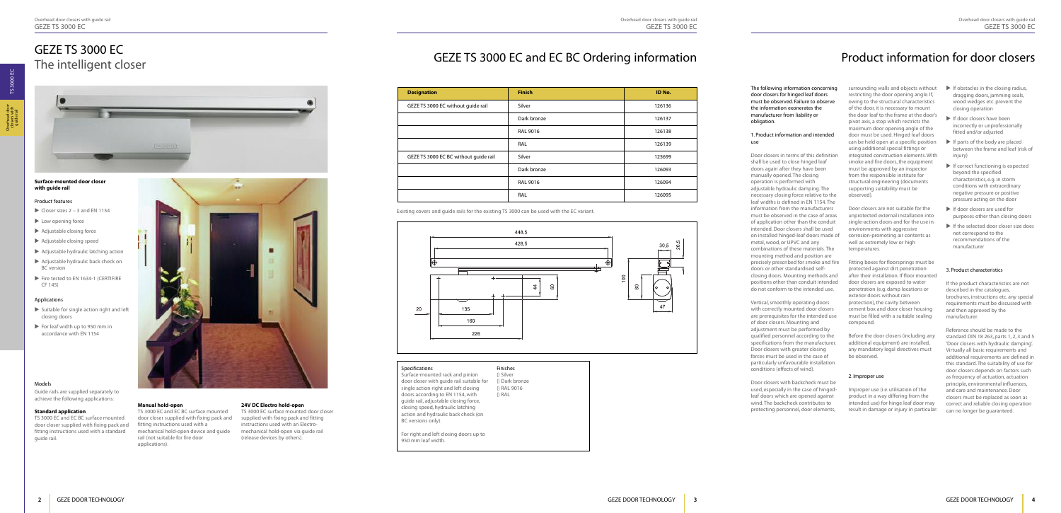# GEZE TS 3000 EC
## The intelligent closer

### Surface-mounted door closer with guide rail

#### Product features

- Closer sizes 2 – 3 and EN 1154
- Low opening force
- Adjustable closing force
- Adjustable closing speed
- Adjustable hydraulic latching action
- Adjustable hydraulic back check on BC version
- Fire tested to EN 1634-1 (CERTIFIRE CF 145)

#### Applications

- Suitable for single action right and left closing doors
- For leaf width up to 950 mm in accordance with EN 1154

#### Models

Guide rails are supplied separately to achieve the following applications:

**Standard application**
TS 3000 EC and EC BC surface mounted door closer supplied with fixing pack and fitting instructions used with a standard guide rail.

**Manual hold-open**
TS 3000 EC and EC BC surface mounted door closer supplied with fixing pack and fitting instructions used with a mechanical hold-open device and guide rail (not suitable for fire door applications).

**24V DC Electro hold-open**
TS 3000 EC surface mounted door closer supplied with fixing pack and fitting instructions used with an Electro-mechanical hold-open via guide rail (release devices by others).

# GEZE TS 3000 EC and EC BC Ordering information

| Designation | Finish | ID No. |
|---|---|---|
| GEZE TS 3000 EC without guide rail | Silver | 126136 |
| | Dark bronze | 126137 |
| | RAL 9016 | 126138 |
| | RAL | 126139 |
| GEZE TS 3000 EC BC without guide rail | Silver | 125699 |
| | Dark bronze | 126093 |
| | RAL 9016 | 126094 |
| | RAL | 126095 |

Existing covers and guide rails for the existing TS 3000 can be used with the EC variant.

448,5
428,5
30,5
20,5
100
60
44
60
47
20
135
160
226

**Specifications**
Surface-mounted rack and pinion door closer with guide rail suitable for single action right and left closing doors according to EN 1154, with guide rail, adjustable closing force, closing speed, hydraulic latching action and hydraulic back check (on BC versions only).

For right and left closing doors up to 950 mm leaf width.

**Finishes**
() Silver
() Dark bronze
() RAL 9016
() RAL

# Product information for door closers

**The following information concerning door closers for hinged leaf doors must be observed. Failure to observe the information exonerates the manufacturer from liability or obligation.**

### 1. Product information and intended use

Door closers in terms of this definition shall be used to close hinged leaf doors again after they have been manually opened. The closing operation is performed with adjustable hydraulic damping. The necessary closing force relative to the leaf widths is defined in EN 1154. The information from the manufacturers must be observed in the case of areas of application other than the conduit intended. Door closers shall be used on installed hinged-leaf doors made of metal, wood, or UPVC and any combinations of these materials. The mounting method and position are precisely prescribed for smoke and fire doors or other standardised self-closing doors. Mounting methods and positions other than conduit intended do not conform to the intended use.

Vertical, smoothly operating doors with correctly mounted door closers are prerequisites for the intended use of door closers. Mounting and adjustment must be performed by qualified personnel according to the specifications from the manufacturer. Door closers with greater closing forces must be used in the case of particularly unfavourable installation conditions (effects of wind).

Door closers with backcheck must be used, especially in the case of hinged-leaf doors which are opened against wind. The backcheck contributes to protecting personnel, door elements, surrounding walls and objects without restricting the door opening angle. If, owing to the structural characteristics of the door, it is necessary to mount the door leaf to the frame at the door's pivot axis, a stop which restricts the maximum door opening angle of the door must be used. Hinged leaf doors can be held open at a specific position using additional special fittings or integrated construction elements. With smoke and fire doors, the equipment must be approved by an inspector from the responsible institute for structural engineering (documents supporting suitability must be observed).

Door closers are not suitable for the unprotected external installation into single-action doors and for the use in environments with aggressive corrosion-promoting air contents as well as extremely low or high temperatures.

Fitting boxes for floorsprings must be protected against dirt penetration after their installation. If floor mounted door closers are exposed to water penetration (e.g. damp locations or exterior doors without rain protection), the cavity between cement box and door closer housing must be filled with a suitable sealing compound.

Before the door closers (including any additional equipment) are installed, any mandatory legal directives must be observed.

### 2. Improper use

Improper use (i.e. utilisation of the product in a way differing from the intended use) for hinge leaf door may result in damage or injury in particular:

- If obstacles in the closing radius, dragging doors, jamming seals, wood wedges etc. prevent the closing operation
- If door closers have been incorrectly or unprofessionally fitted and/or adjusted
- If parts of the body are placed between the frame and leaf (risk of injury)
- If correct functioning is expected beyond the specified characteristics, e.g. in storm conditions with extraordinary negative pressure or positive pressure acting on the door
- If door closers are used for purposes other than closing doors
- If the selected door closer size does not correspond to the recommendations of the manufacturer

### 3. Product characteristics

If the product characteristics are not described in the catalogues, brochures, instructions etc. any special requirements must be discussed with and then approved by the manufacturer.

Reference should be made to the standard DIN 18 263, parts 1, 2, 3 and 5 'Door closers with hydraulic damping'. Virtually all basic requirements and additional requirements are defined in this standard. The suitability of use for door closers depends on factors such as frequency of actuation, actuation principle, environmental influences, and care and maintenance. Door closers must be replaced as soon as correct and reliable closing operation can no longer be guaranteed.